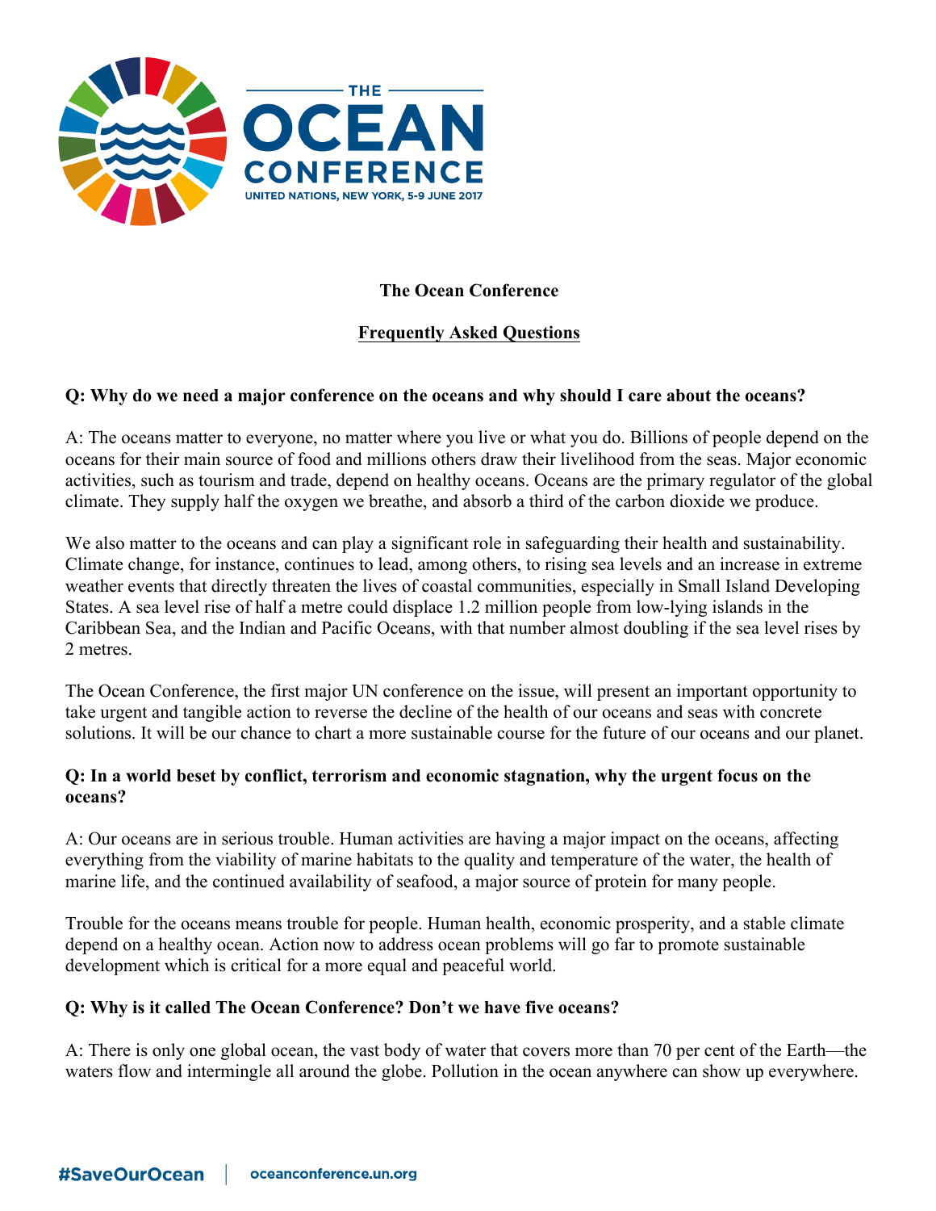# The Ocean Conference

## Frequently Asked Questions

**Q: Why do we need a major conference on the oceans and why should I care about the oceans?**

A: The oceans matter to everyone, no matter where you live or what you do. Billions of people depend on the oceans for their main source of food and millions others draw their livelihood from the seas. Major economic activities, such as tourism and trade, depend on healthy oceans. Oceans are the primary regulator of the global climate. They supply half the oxygen we breathe, and absorb a third of the carbon dioxide we produce.

We also matter to the oceans and can play a significant role in safeguarding their health and sustainability. Climate change, for instance, continues to lead, among others, to rising sea levels and an increase in extreme weather events that directly threaten the lives of coastal communities, especially in Small Island Developing States. A sea level rise of half a metre could displace 1.2 million people from low-lying islands in the Caribbean Sea, and the Indian and Pacific Oceans, with that number almost doubling if the sea level rises by 2 metres.

The Ocean Conference, the first major UN conference on the issue, will present an important opportunity to take urgent and tangible action to reverse the decline of the health of our oceans and seas with concrete solutions. It will be our chance to chart a more sustainable course for the future of our oceans and our planet.

**Q: In a world beset by conflict, terrorism and economic stagnation, why the urgent focus on the oceans?**

A: Our oceans are in serious trouble. Human activities are having a major impact on the oceans, affecting everything from the viability of marine habitats to the quality and temperature of the water, the health of marine life, and the continued availability of seafood, a major source of protein for many people.

Trouble for the oceans means trouble for people. Human health, economic prosperity, and a stable climate depend on a healthy ocean. Action now to address ocean problems will go far to promote sustainable development which is critical for a more equal and peaceful world.

**Q: Why is it called The Ocean Conference? Don't we have five oceans?**

A: There is only one global ocean, the vast body of water that covers more than 70 per cent of the Earth—the waters flow and intermingle all around the globe. Pollution in the ocean anywhere can show up everywhere.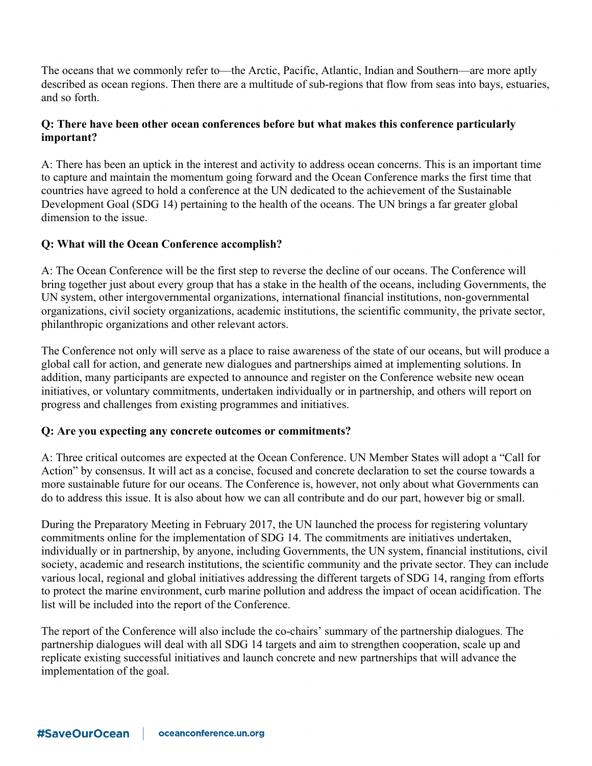The oceans that we commonly refer to—the Arctic, Pacific, Atlantic, Indian and Southern—are more aptly described as ocean regions. Then there are a multitude of sub-regions that flow from seas into bays, estuaries, and so forth.

**Q: There have been other ocean conferences before but what makes this conference particularly important?**

A: There has been an uptick in the interest and activity to address ocean concerns. This is an important time to capture and maintain the momentum going forward and the Ocean Conference marks the first time that countries have agreed to hold a conference at the UN dedicated to the achievement of the Sustainable Development Goal (SDG 14) pertaining to the health of the oceans. The UN brings a far greater global dimension to the issue.

**Q: What will the Ocean Conference accomplish?**

A: The Ocean Conference will be the first step to reverse the decline of our oceans. The Conference will bring together just about every group that has a stake in the health of the oceans, including Governments, the UN system, other intergovernmental organizations, international financial institutions, non-governmental organizations, civil society organizations, academic institutions, the scientific community, the private sector, philanthropic organizations and other relevant actors.

The Conference not only will serve as a place to raise awareness of the state of our oceans, but will produce a global call for action, and generate new dialogues and partnerships aimed at implementing solutions. In addition, many participants are expected to announce and register on the Conference website new ocean initiatives, or voluntary commitments, undertaken individually or in partnership, and others will report on progress and challenges from existing programmes and initiatives.

**Q: Are you expecting any concrete outcomes or commitments?**

A: Three critical outcomes are expected at the Ocean Conference. UN Member States will adopt a "Call for Action" by consensus. It will act as a concise, focused and concrete declaration to set the course towards a more sustainable future for our oceans. The Conference is, however, not only about what Governments can do to address this issue. It is also about how we can all contribute and do our part, however big or small.

During the Preparatory Meeting in February 2017, the UN launched the process for registering voluntary commitments online for the implementation of SDG 14. The commitments are initiatives undertaken, individually or in partnership, by anyone, including Governments, the UN system, financial institutions, civil society, academic and research institutions, the scientific community and the private sector. They can include various local, regional and global initiatives addressing the different targets of SDG 14, ranging from efforts to protect the marine environment, curb marine pollution and address the impact of ocean acidification. The list will be included into the report of the Conference.

The report of the Conference will also include the co-chairs' summary of the partnership dialogues. The partnership dialogues will deal with all SDG 14 targets and aim to strengthen cooperation, scale up and replicate existing successful initiatives and launch concrete and new partnerships that will advance the implementation of the goal.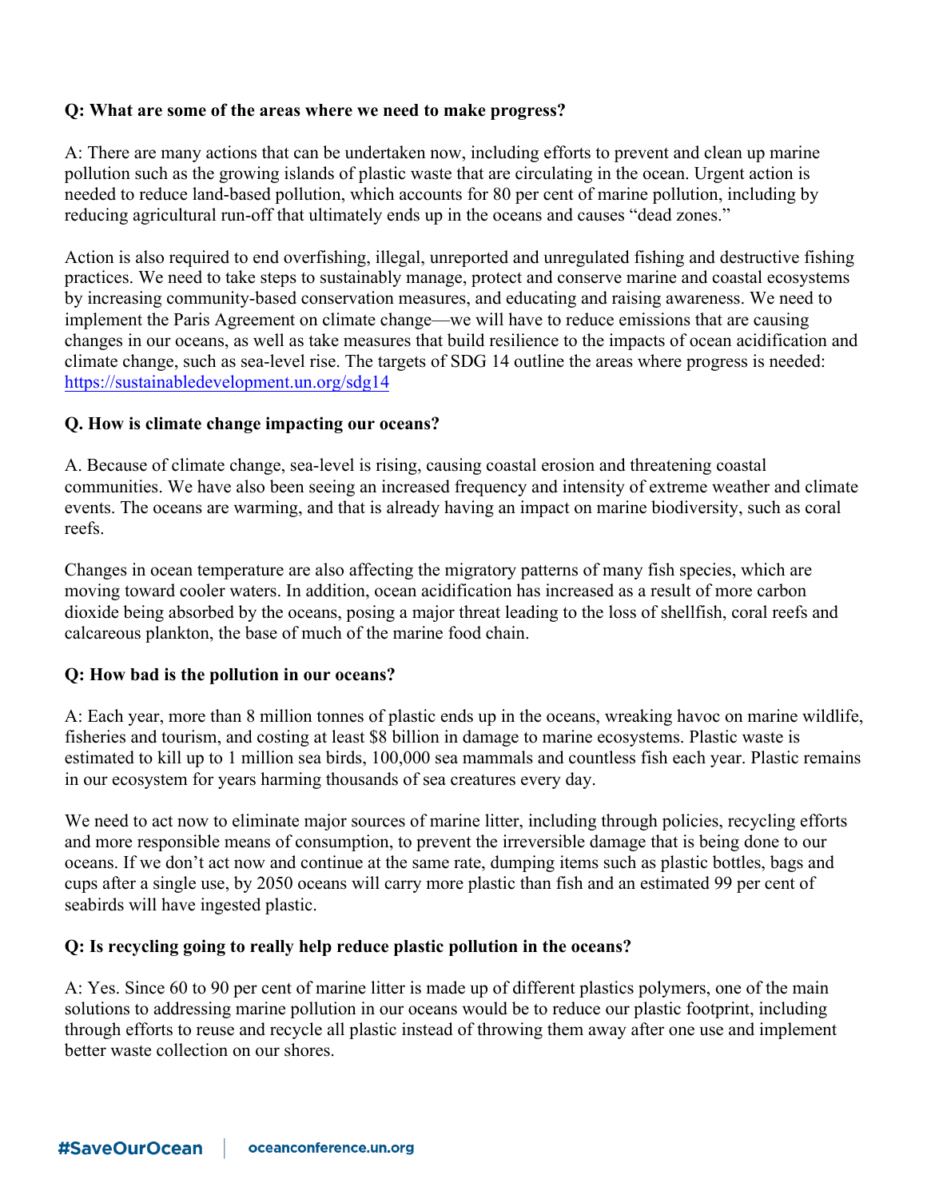**Q: What are some of the areas where we need to make progress?**

A: There are many actions that can be undertaken now, including efforts to prevent and clean up marine pollution such as the growing islands of plastic waste that are circulating in the ocean. Urgent action is needed to reduce land-based pollution, which accounts for 80 per cent of marine pollution, including by reducing agricultural run-off that ultimately ends up in the oceans and causes "dead zones."

Action is also required to end overfishing, illegal, unreported and unregulated fishing and destructive fishing practices. We need to take steps to sustainably manage, protect and conserve marine and coastal ecosystems by increasing community-based conservation measures, and educating and raising awareness. We need to implement the Paris Agreement on climate change—we will have to reduce emissions that are causing changes in our oceans, as well as take measures that build resilience to the impacts of ocean acidification and climate change, such as sea-level rise. The targets of SDG 14 outline the areas where progress is needed: https://sustainabledevelopment.un.org/sdg14

**Q. How is climate change impacting our oceans?**

A. Because of climate change, sea-level is rising, causing coastal erosion and threatening coastal communities. We have also been seeing an increased frequency and intensity of extreme weather and climate events. The oceans are warming, and that is already having an impact on marine biodiversity, such as coral reefs.

Changes in ocean temperature are also affecting the migratory patterns of many fish species, which are moving toward cooler waters. In addition, ocean acidification has increased as a result of more carbon dioxide being absorbed by the oceans, posing a major threat leading to the loss of shellfish, coral reefs and calcareous plankton, the base of much of the marine food chain.

**Q: How bad is the pollution in our oceans?**

A: Each year, more than 8 million tonnes of plastic ends up in the oceans, wreaking havoc on marine wildlife, fisheries and tourism, and costing at least $8 billion in damage to marine ecosystems. Plastic waste is estimated to kill up to 1 million sea birds, 100,000 sea mammals and countless fish each year. Plastic remains in our ecosystem for years harming thousands of sea creatures every day.

We need to act now to eliminate major sources of marine litter, including through policies, recycling efforts and more responsible means of consumption, to prevent the irreversible damage that is being done to our oceans. If we don't act now and continue at the same rate, dumping items such as plastic bottles, bags and cups after a single use, by 2050 oceans will carry more plastic than fish and an estimated 99 per cent of seabirds will have ingested plastic.

**Q: Is recycling going to really help reduce plastic pollution in the oceans?**

A: Yes. Since 60 to 90 per cent of marine litter is made up of different plastics polymers, one of the main solutions to addressing marine pollution in our oceans would be to reduce our plastic footprint, including through efforts to reuse and recycle all plastic instead of throwing them away after one use and implement better waste collection on our shores.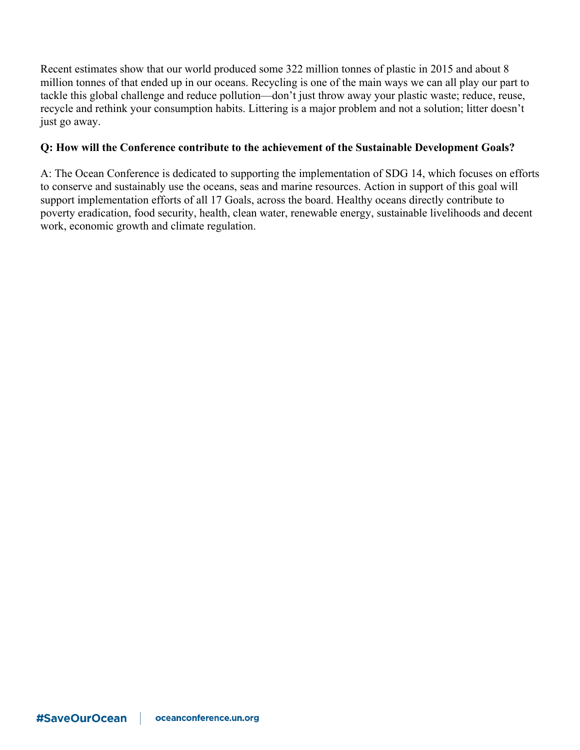Recent estimates show that our world produced some 322 million tonnes of plastic in 2015 and about 8 million tonnes of that ended up in our oceans. Recycling is one of the main ways we can all play our part to tackle this global challenge and reduce pollution—don't just throw away your plastic waste; reduce, reuse, recycle and rethink your consumption habits. Littering is a major problem and not a solution; litter doesn't just go away.

**Q: How will the Conference contribute to the achievement of the Sustainable Development Goals?**

A: The Ocean Conference is dedicated to supporting the implementation of SDG 14, which focuses on efforts to conserve and sustainably use the oceans, seas and marine resources. Action in support of this goal will support implementation efforts of all 17 Goals, across the board. Healthy oceans directly contribute to poverty eradication, food security, health, clean water, renewable energy, sustainable livelihoods and decent work, economic growth and climate regulation.